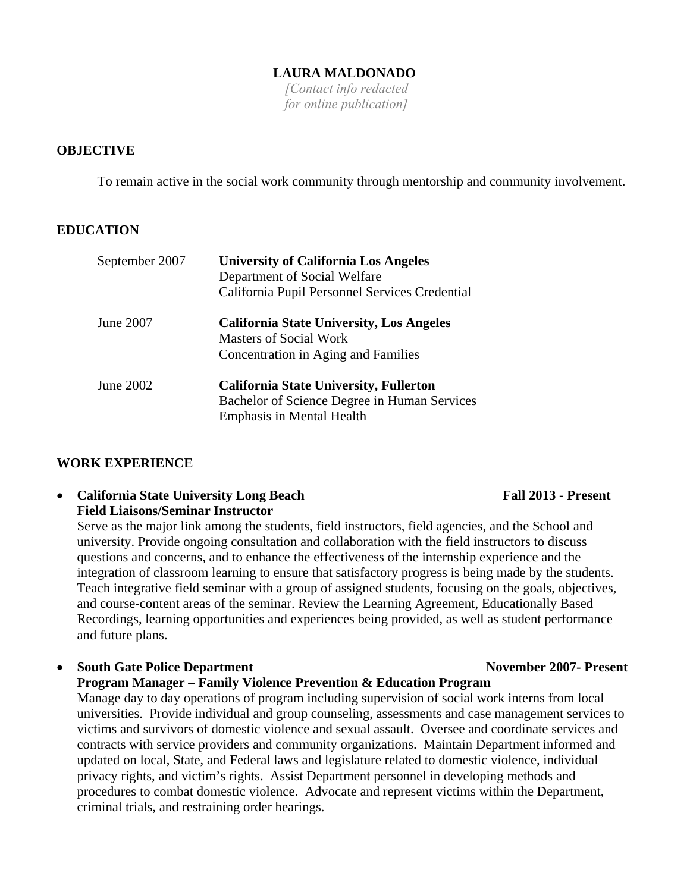# LAURA MALDONADO

*[Contact info redacted for online publication]*

## OBJECTIVE

To remain active in the social work community through mentorship and community involvement.

---

## EDUCATION

**September 2007** — **University of California Los Angeles**
Department of Social Welfare
California Pupil Personnel Services Credential

**June 2007** — **California State University, Los Angeles**
Masters of Social Work
Concentration in Aging and Families

**June 2002** — **California State University, Fullerton**
Bachelor of Science Degree in Human Services
Emphasis in Mental Health

## WORK EXPERIENCE

- **California State University Long Beach** — **Fall 2013 - Present**
  **Field Liaisons/Seminar Instructor**
  Serve as the major link among the students, field instructors, field agencies, and the School and university. Provide ongoing consultation and collaboration with the field instructors to discuss questions and concerns, and to enhance the effectiveness of the internship experience and the integration of classroom learning to ensure that satisfactory progress is being made by the students. Teach integrative field seminar with a group of assigned students, focusing on the goals, objectives, and course-content areas of the seminar. Review the Learning Agreement, Educationally Based Recordings, learning opportunities and experiences being provided, as well as student performance and future plans.

- **South Gate Police Department** — **November 2007- Present**
  **Program Manager – Family Violence Prevention & Education Program**
  Manage day to day operations of program including supervision of social work interns from local universities. Provide individual and group counseling, assessments and case management services to victims and survivors of domestic violence and sexual assault. Oversee and coordinate services and contracts with service providers and community organizations. Maintain Department informed and updated on local, State, and Federal laws and legislature related to domestic violence, individual privacy rights, and victim's rights. Assist Department personnel in developing methods and procedures to combat domestic violence. Advocate and represent victims within the Department, criminal trials, and restraining order hearings.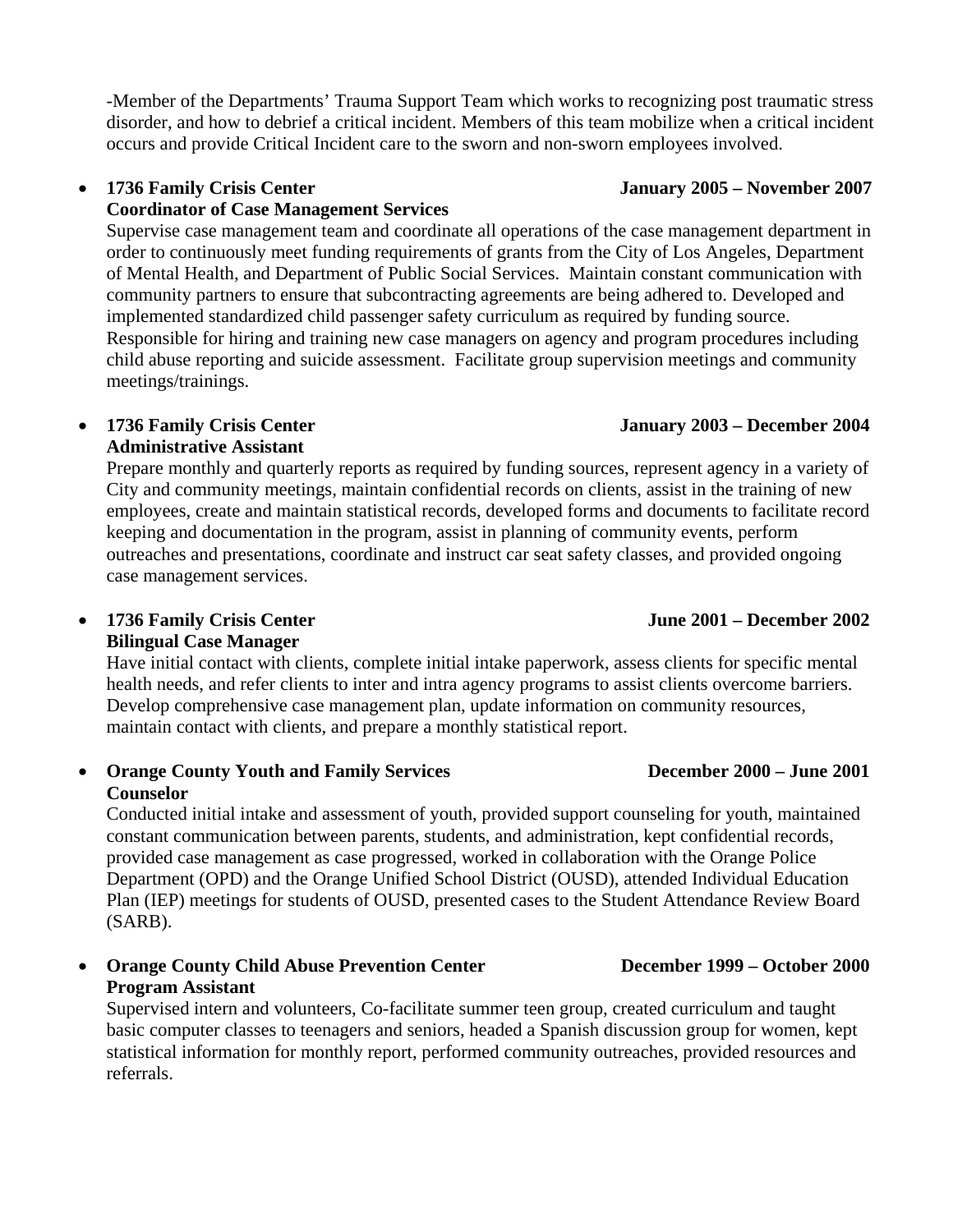-Member of the Departments' Trauma Support Team which works to recognizing post traumatic stress disorder, and how to debrief a critical incident. Members of this team mobilize when a critical incident occurs and provide Critical Incident care to the sworn and non-sworn employees involved.

- **1736 Family Crisis Center** **January 2005 – November 2007**
  **Coordinator of Case Management Services**
  Supervise case management team and coordinate all operations of the case management department in order to continuously meet funding requirements of grants from the City of Los Angeles, Department of Mental Health, and Department of Public Social Services. Maintain constant communication with community partners to ensure that subcontracting agreements are being adhered to. Developed and implemented standardized child passenger safety curriculum as required by funding source. Responsible for hiring and training new case managers on agency and program procedures including child abuse reporting and suicide assessment. Facilitate group supervision meetings and community meetings/trainings.

- **1736 Family Crisis Center** **January 2003 – December 2004**
  **Administrative Assistant**
  Prepare monthly and quarterly reports as required by funding sources, represent agency in a variety of City and community meetings, maintain confidential records on clients, assist in the training of new employees, create and maintain statistical records, developed forms and documents to facilitate record keeping and documentation in the program, assist in planning of community events, perform outreaches and presentations, coordinate and instruct car seat safety classes, and provided ongoing case management services.

- **1736 Family Crisis Center** **June 2001 – December 2002**
  **Bilingual Case Manager**
  Have initial contact with clients, complete initial intake paperwork, assess clients for specific mental health needs, and refer clients to inter and intra agency programs to assist clients overcome barriers. Develop comprehensive case management plan, update information on community resources, maintain contact with clients, and prepare a monthly statistical report.

- **Orange County Youth and Family Services** **December 2000 – June 2001**
  **Counselor**
  Conducted initial intake and assessment of youth, provided support counseling for youth, maintained constant communication between parents, students, and administration, kept confidential records, provided case management as case progressed, worked in collaboration with the Orange Police Department (OPD) and the Orange Unified School District (OUSD), attended Individual Education Plan (IEP) meetings for students of OUSD, presented cases to the Student Attendance Review Board (SARB).

- **Orange County Child Abuse Prevention Center** **December 1999 – October 2000**
  **Program Assistant**
  Supervised intern and volunteers, Co-facilitate summer teen group, created curriculum and taught basic computer classes to teenagers and seniors, headed a Spanish discussion group for women, kept statistical information for monthly report, performed community outreaches, provided resources and referrals.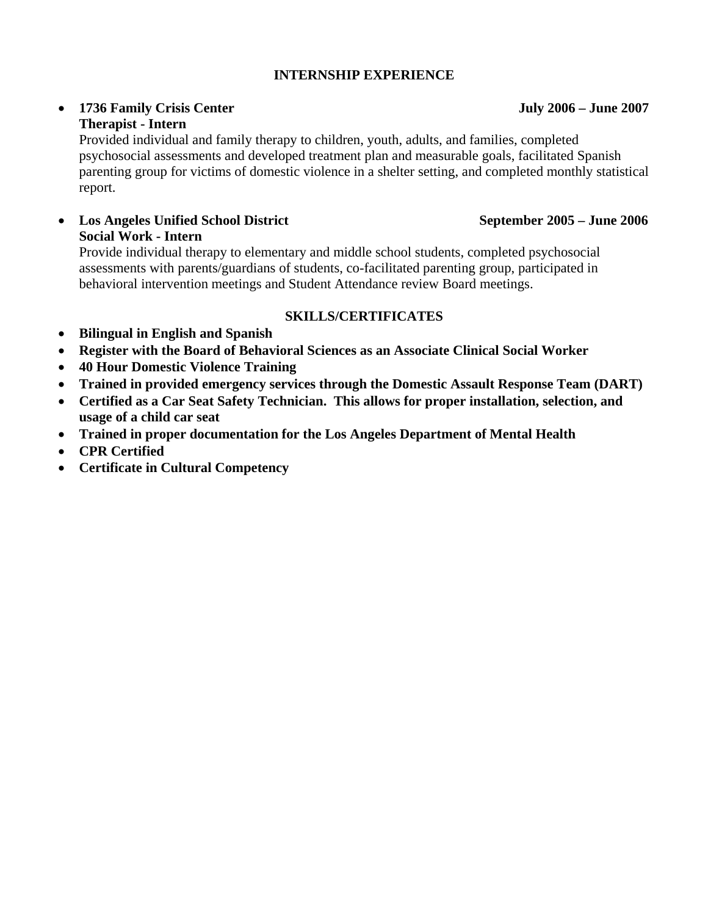## INTERNSHIP EXPERIENCE

- **1736 Family Crisis Center** **July 2006 – June 2007**
  **Therapist - Intern**
  Provided individual and family therapy to children, youth, adults, and families, completed psychosocial assessments and developed treatment plan and measurable goals, facilitated Spanish parenting group for victims of domestic violence in a shelter setting, and completed monthly statistical report.

- **Los Angeles Unified School District** **September 2005 – June 2006**
  **Social Work - Intern**
  Provide individual therapy to elementary and middle school students, completed psychosocial assessments with parents/guardians of students, co-facilitated parenting group, participated in behavioral intervention meetings and Student Attendance review Board meetings.

## SKILLS/CERTIFICATES

- **Bilingual in English and Spanish**
- **Register with the Board of Behavioral Sciences as an Associate Clinical Social Worker**
- **40 Hour Domestic Violence Training**
- **Trained in provided emergency services through the Domestic Assault Response Team (DART)**
- **Certified as a Car Seat Safety Technician. This allows for proper installation, selection, and usage of a child car seat**
- **Trained in proper documentation for the Los Angeles Department of Mental Health**
- **CPR Certified**
- **Certificate in Cultural Competency**